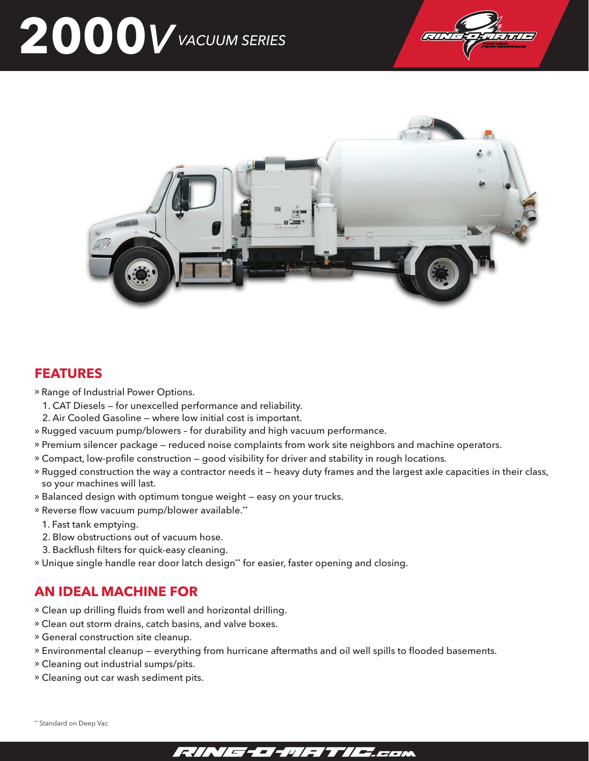# 2000V VACUUM SERIES

## FEATURES

» Range of Industrial Power Options.

1. CAT Diesels – for unexcelled performance and reliability.
2. Air Cooled Gasoline – where low initial cost is important.

» Rugged vacuum pump/blowers – for durability and high vacuum performance.

» Premium silencer package – reduced noise complaints from work site neighbors and machine operators.

» Compact, low-profile construction – good visibility for driver and stability in rough locations.

» Rugged construction the way a contractor needs it – heavy duty frames and the largest axle capacities in their class, so your machines will last.

» Balanced design with optimum tongue weight – easy on your trucks.

» Reverse flow vacuum pump/blower available.**

1. Fast tank emptying.
2. Blow obstructions out of vacuum hose.
3. Backflush filters for quick-easy cleaning.

» Unique single handle rear door latch design** for easier, faster opening and closing.

## AN IDEAL MACHINE FOR

» Clean up drilling fluids from well and horizontal drilling.

» Clean out storm drains, catch basins, and valve boxes.

» General construction site cleanup.

» Environmental cleanup – everything from hurricane aftermaths and oil well spills to flooded basements.

» Cleaning out industrial sumps/pits.

» Cleaning out car wash sediment pits.

** Standard on Deep Vac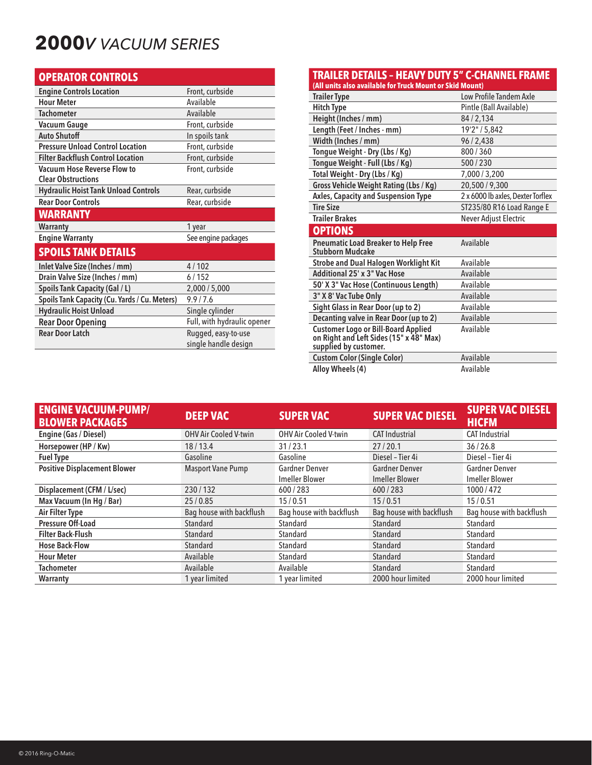# **2000***V VACUUM SERIES*

## OPERATOR CONTROLS

| | |
|---|---|
| Engine Controls Location | Front, curbside |
| Hour Meter | Available |
| Tachometer | Available |
| Vacuum Gauge | Front, curbside |
| Auto Shutoff | In spoils tank |
| Pressure Unload Control Location | Front, curbside |
| Filter Backflush Control Location | Front, curbside |
| Vacuum Hose Reverse Flow to Clear Obstructions | Front, curbside |
| Hydraulic Hoist Tank Unload Controls | Rear, curbside |
| Rear Door Controls | Rear, curbside |

## WARRANTY

| | |
|---|---|
| Warranty | 1 year |
| Engine Warranty | See engine packages |

## SPOILS TANK DETAILS

| | |
|---|---|
| Inlet Valve Size (Inches / mm) | 4 / 102 |
| Drain Valve Size (Inches / mm) | 6 / 152 |
| Spoils Tank Capacity (Gal / L) | 2,000 / 5,000 |
| Spoils Tank Capacity (Cu. Yards / Cu. Meters) | 9.9 / 7.6 |
| Hydraulic Hoist Unload | Single cylinder |
| Rear Door Opening | Full, with hydraulic opener |
| Rear Door Latch | Rugged, easy-to-use single handle design |

## TRAILER DETAILS – HEAVY DUTY 5" C-CHANNEL FRAME

**(All units also available for Truck Mount or Skid Mount)**

| | |
|---|---|
| Trailer Type | Low Profile Tandem Axle |
| Hitch Type | Pintle (Ball Available) |
| Height (Inches / mm) | 84 / 2,134 |
| Length (Feet / Inches - mm) | 19'2" / 5,842 |
| Width (Inches / mm) | 96 / 2,438 |
| Tongue Weight - Dry (Lbs / Kg) | 800 / 360 |
| Tongue Weight - Full (Lbs / Kg) | 500 / 230 |
| Total Weight - Dry (Lbs / Kg) | 7,000 / 3,200 |
| Gross Vehicle Weight Rating (Lbs / Kg) | 20,500 / 9,300 |
| Axles, Capacity and Suspension Type | 2 x 6000 lb axles, Dexter Torflex |
| Tire Size | ST235/80 R16 Load Range E |
| Trailer Brakes | Never Adjust Electric |

## OPTIONS

| | |
|---|---|
| Pneumatic Load Breaker to Help Free Stubborn Mudcake | Available |
| Strobe and Dual Halogen Worklight Kit | Available |
| Additional 25' x 3" Vac Hose | Available |
| 50' X 3" Vac Hose (Continuous Length) | Available |
| 3" X 8' Vac Tube Only | Available |
| Sight Glass in Rear Door (up to 2) | Available |
| Decanting valve in Rear Door (up to 2) | Available |
| Customer Logo or Bill-Board Applied on Right and Left Sides (15" x 48" Max) supplied by customer. | Available |
| Custom Color (Single Color) | Available |
| Alloy Wheels (4) | Available |

## ENGINE VACUUM-PUMP/ BLOWER PACKAGES

| ENGINE VACUUM-PUMP/ BLOWER PACKAGES | DEEP VAC | SUPER VAC | SUPER VAC DIESEL | SUPER VAC DIESEL HICFM |
|---|---|---|---|---|
| Engine (Gas / Diesel) | OHV Air Cooled V-twin | OHV Air Cooled V-twin | CAT Industrial | CAT Industrial |
| Horsepower (HP / Kw) | 18 / 13.4 | 31 / 23.1 | 27 / 20.1 | 36 / 26.8 |
| Fuel Type | Gasoline | Gasoline | Diesel – Tier 4i | Diesel – Tier 4i |
| Positive Displacement Blower | Masport Vane Pump | Gardner Denver Imeller Blower | Gardner Denver Imeller Blower | Gardner Denver Imeller Blower |
| Displacement (CFM / L/sec) | 230 / 132 | 600 / 283 | 600 / 283 | 1000 / 472 |
| Max Vacuum (In Hg / Bar) | 25 / 0.85 | 15 / 0.51 | 15 / 0.51 | 15 / 0.51 |
| Air Filter Type | Bag house with backflush | Bag house with backflush | Bag house with backflush | Bag house with backflush |
| Pressure Off-Load | Standard | Standard | Standard | Standard |
| Filter Back-Flush | Standard | Standard | Standard | Standard |
| Hose Back-Flow | Standard | Standard | Standard | Standard |
| Hour Meter | Available | Standard | Standard | Standard |
| Tachometer | Available | Available | Standard | Standard |
| Warranty | 1 year limited | 1 year limited | 2000 hour limited | 2000 hour limited |

© 2016 Ring-O-Matic